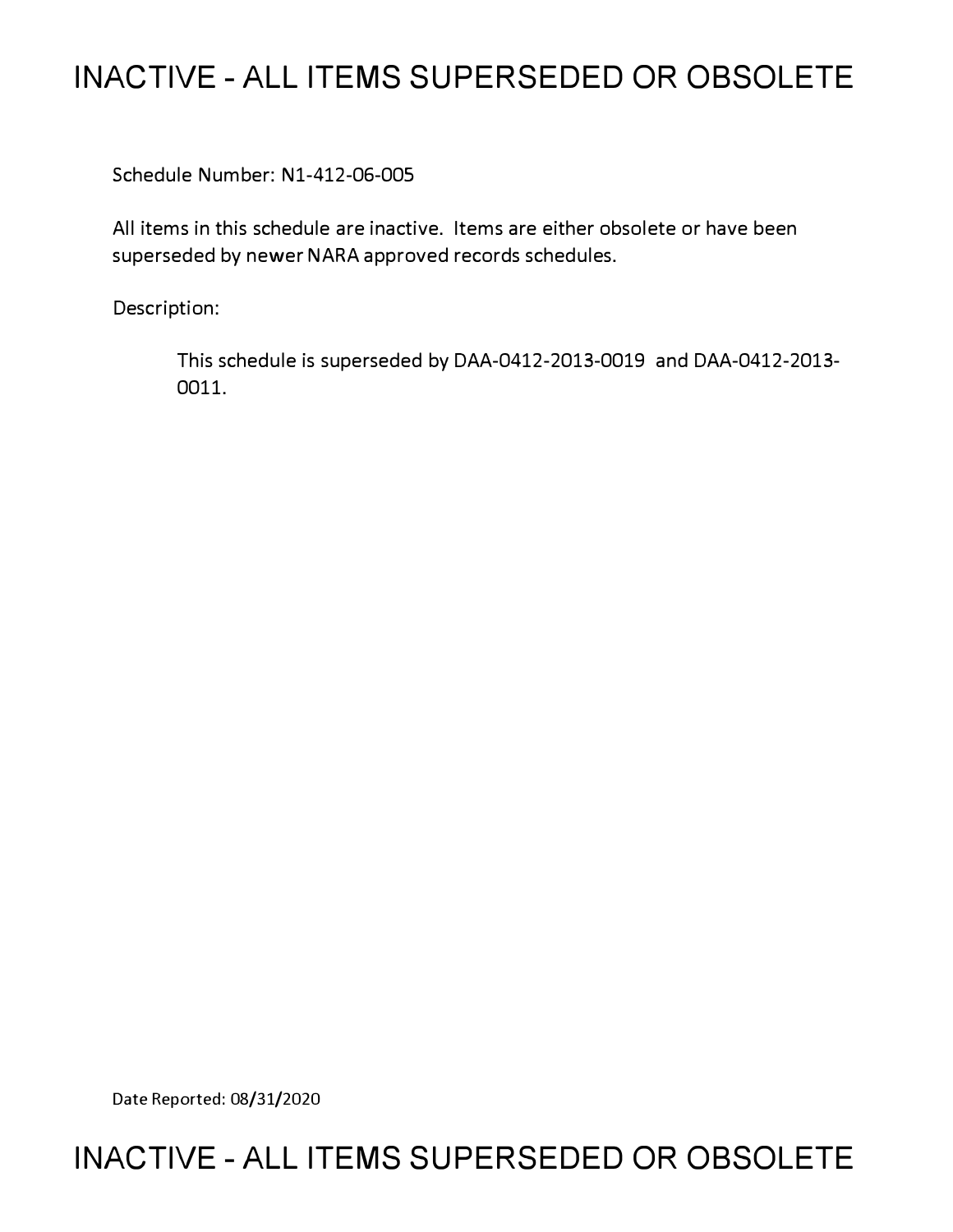# INACTIVE - ALL ITEMS SUPERSEDED OR OBSOLETE

Schedule Number: N1-412-06-005

All items in this schedule are inactive. Items are either obsolete or have been superseded by newer NARA approved records schedules.

Description:

> This schedule is superseded by DAA-0412-2013-0019 and DAA-0412-2013-0011.

Date Reported: 08/31/2020

# INACTIVE - ALL ITEMS SUPERSEDED OR OBSOLETE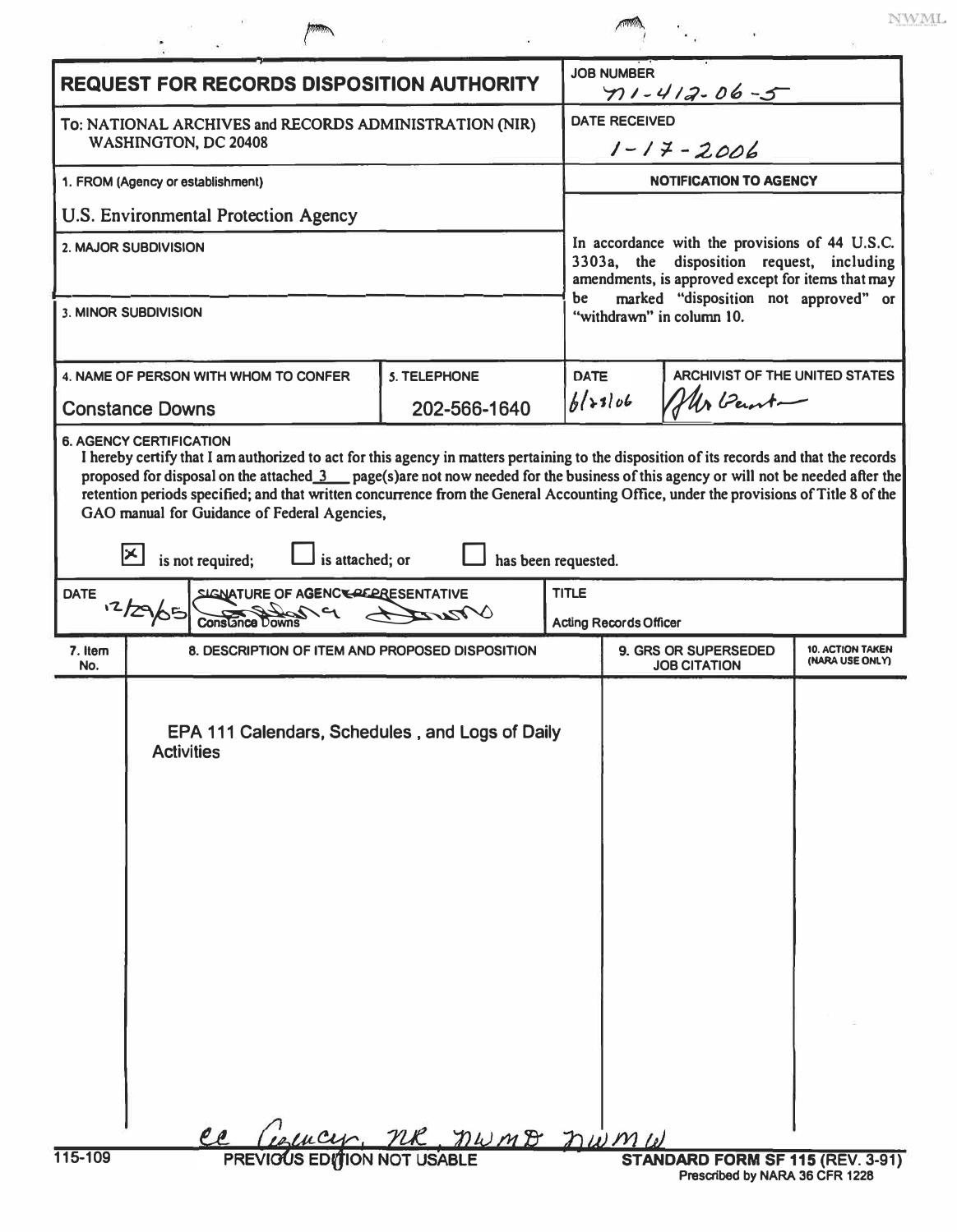NWML

## REQUEST FOR RECORDS DISPOSITION AUTHORITY

**JOB NUMBER:** N1-412-06-5

**DATE RECEIVED:** 1-17-2006

To: NATIONAL ARCHIVES and RECORDS ADMINISTRATION (NIR)
WASHINGTON, DC 20408

**1. FROM (Agency or establishment)**
U.S. Environmental Protection Agency

**2. MAJOR SUBDIVISION**

**3. MINOR SUBDIVISION**

**NOTIFICATION TO AGENCY**

In accordance with the provisions of 44 U.S.C. 3303a, the disposition request, including amendments, is approved except for items that may be marked "disposition not approved" or "withdrawn" in column 10.

| 4. NAME OF PERSON WITH WHOM TO CONFER | 5. TELEPHONE | DATE | ARCHIVIST OF THE UNITED STATES |
|---|---|---|---|
| Constance Downs | 202-566-1640 | 6/23/06 | Allen Weinstein |

**6. AGENCY CERTIFICATION**

I hereby certify that I am authorized to act for this agency in matters pertaining to the disposition of its records and that the records proposed for disposal on the attached 3 page(s) are not now needed for the business of this agency or will not be needed after the retention periods specified; and that written concurrence from the General Accounting Office, under the provisions of Title 8 of the GAO manual for Guidance of Federal Agencies,

[X] is not required; [ ] is attached; or [ ] has been requested.

| DATE | SIGNATURE OF AGENCY REPRESENTATIVE | TITLE |
|---|---|---|
| 12/29/05 | Constance Downs | Acting Records Officer |

| 7. Item No. | 8. DESCRIPTION OF ITEM AND PROPOSED DISPOSITION | 9. GRS OR SUPERSEDED JOB CITATION | 10. ACTION TAKEN (NARA USE ONLY) |
|---|---|---|---|
| | EPA 111 Calendars, Schedules, and Logs of Daily Activities | | |

cc Agency, NR, NWMD, NWMW

115-109 PREVIOUS EDITION NOT USABLE

**STANDARD FORM SF 115 (REV. 3-91)**
Prescribed by NARA 36 CFR 1228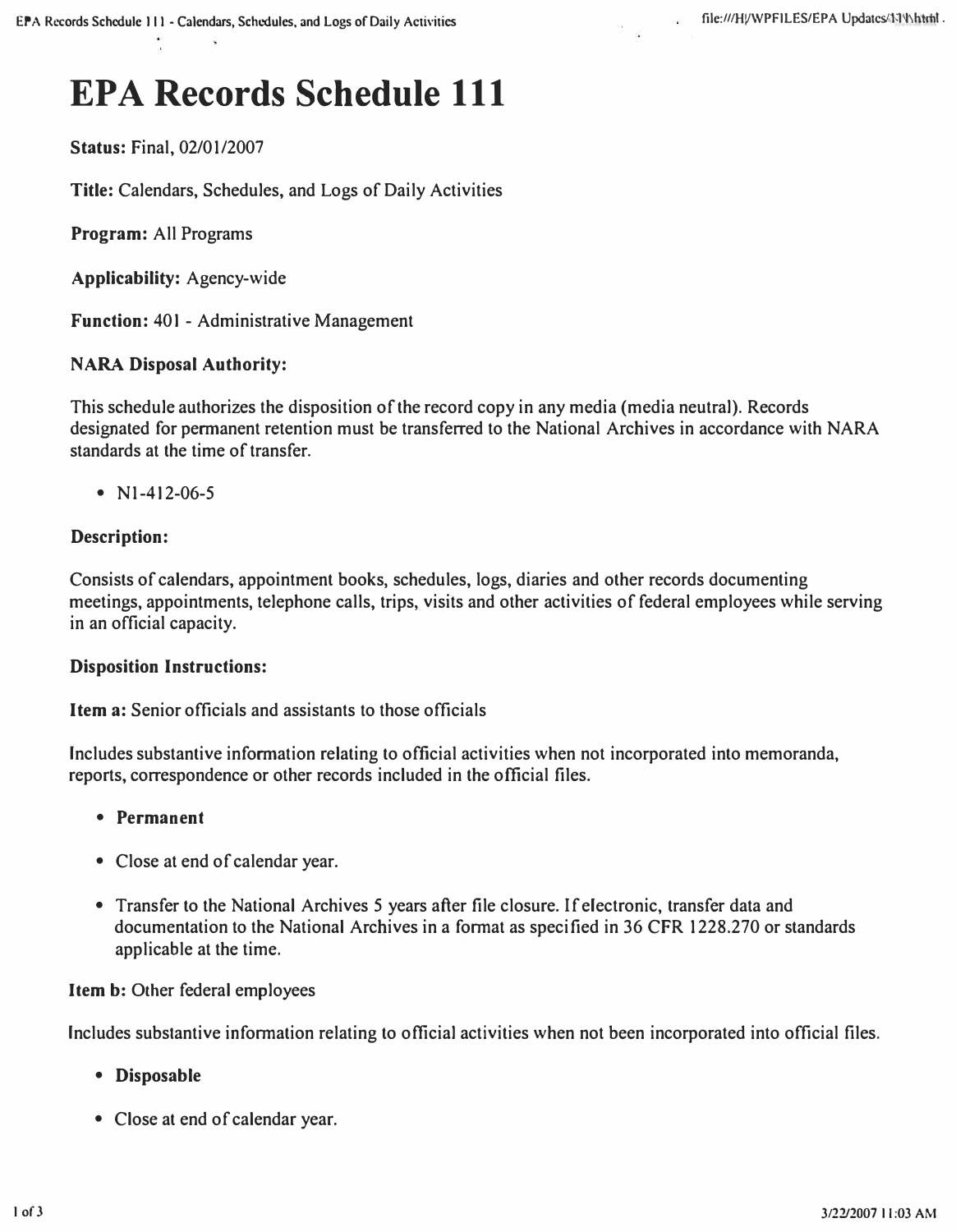# EPA Records Schedule 111

**Status:** Final, 02/01/2007

**Title:** Calendars, Schedules, and Logs of Daily Activities

**Program:** All Programs

**Applicability:** Agency-wide

**Function:** 401 - Administrative Management

**NARA Disposal Authority:**

This schedule authorizes the disposition of the record copy in any media (media neutral). Records designated for permanent retention must be transferred to the National Archives in accordance with NARA standards at the time of transfer.

- N1-412-06-5

**Description:**

Consists of calendars, appointment books, schedules, logs, diaries and other records documenting meetings, appointments, telephone calls, trips, visits and other activities of federal employees while serving in an official capacity.

**Disposition Instructions:**

**Item a:** Senior officials and assistants to those officials

Includes substantive information relating to official activities when not incorporated into memoranda, reports, correspondence or other records included in the official files.

- **Permanent**
- Close at end of calendar year.
- Transfer to the National Archives 5 years after file closure. If electronic, transfer data and documentation to the National Archives in a format as specified in 36 CFR 1228.270 or standards applicable at the time.

**Item b:** Other federal employees

Includes substantive information relating to official activities when not been incorporated into official files.

- **Disposable**
- Close at end of calendar year.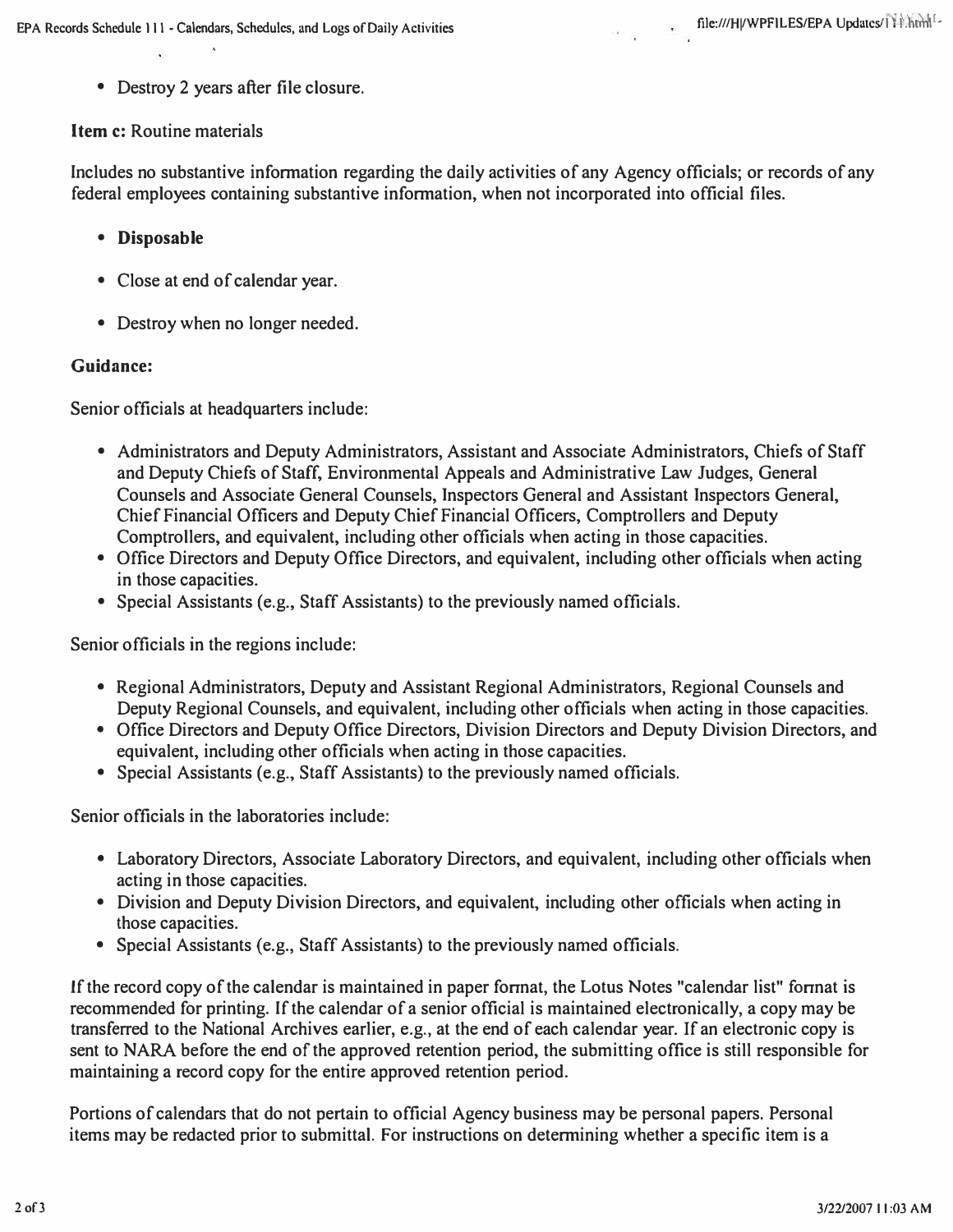- Destroy 2 years after file closure.

**Item c:** Routine materials

Includes no substantive information regarding the daily activities of any Agency officials; or records of any federal employees containing substantive information, when not incorporated into official files.

- **Disposable**
- Close at end of calendar year.
- Destroy when no longer needed.

**Guidance:**

Senior officials at headquarters include:

- Administrators and Deputy Administrators, Assistant and Associate Administrators, Chiefs of Staff and Deputy Chiefs of Staff, Environmental Appeals and Administrative Law Judges, General Counsels and Associate General Counsels, Inspectors General and Assistant Inspectors General, Chief Financial Officers and Deputy Chief Financial Officers, Comptrollers and Deputy Comptrollers, and equivalent, including other officials when acting in those capacities.
- Office Directors and Deputy Office Directors, and equivalent, including other officials when acting in those capacities.
- Special Assistants (e.g., Staff Assistants) to the previously named officials.

Senior officials in the regions include:

- Regional Administrators, Deputy and Assistant Regional Administrators, Regional Counsels and Deputy Regional Counsels, and equivalent, including other officials when acting in those capacities.
- Office Directors and Deputy Office Directors, Division Directors and Deputy Division Directors, and equivalent, including other officials when acting in those capacities.
- Special Assistants (e.g., Staff Assistants) to the previously named officials.

Senior officials in the laboratories include:

- Laboratory Directors, Associate Laboratory Directors, and equivalent, including other officials when acting in those capacities.
- Division and Deputy Division Directors, and equivalent, including other officials when acting in those capacities.
- Special Assistants (e.g., Staff Assistants) to the previously named officials.

If the record copy of the calendar is maintained in paper format, the Lotus Notes "calendar list" format is recommended for printing. If the calendar of a senior official is maintained electronically, a copy may be transferred to the National Archives earlier, e.g., at the end of each calendar year. If an electronic copy is sent to NARA before the end of the approved retention period, the submitting office is still responsible for maintaining a record copy for the entire approved retention period.

Portions of calendars that do not pertain to official Agency business may be personal papers. Personal items may be redacted prior to submittal. For instructions on determining whether a specific item is a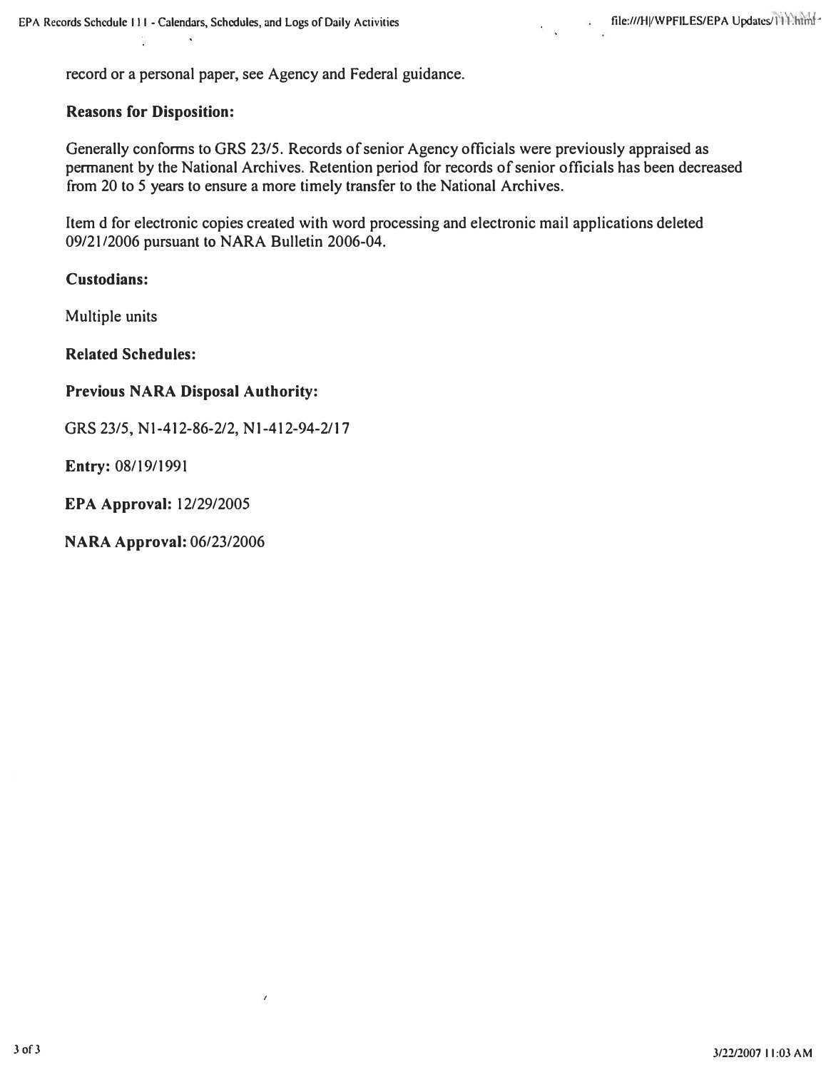record or a personal paper, see Agency and Federal guidance.

**Reasons for Disposition:**

Generally conforms to GRS 23/5. Records of senior Agency officials were previously appraised as permanent by the National Archives. Retention period for records of senior officials has been decreased from 20 to 5 years to ensure a more timely transfer to the National Archives.

Item d for electronic copies created with word processing and electronic mail applications deleted 09/21/2006 pursuant to NARA Bulletin 2006-04.

**Custodians:**

Multiple units

**Related Schedules:**

**Previous NARA Disposal Authority:**

GRS 23/5, N1-412-86-2/2, N1-412-94-2/17

**Entry:** 08/19/1991

**EPA Approval:** 12/29/2005

**NARA Approval:** 06/23/2006